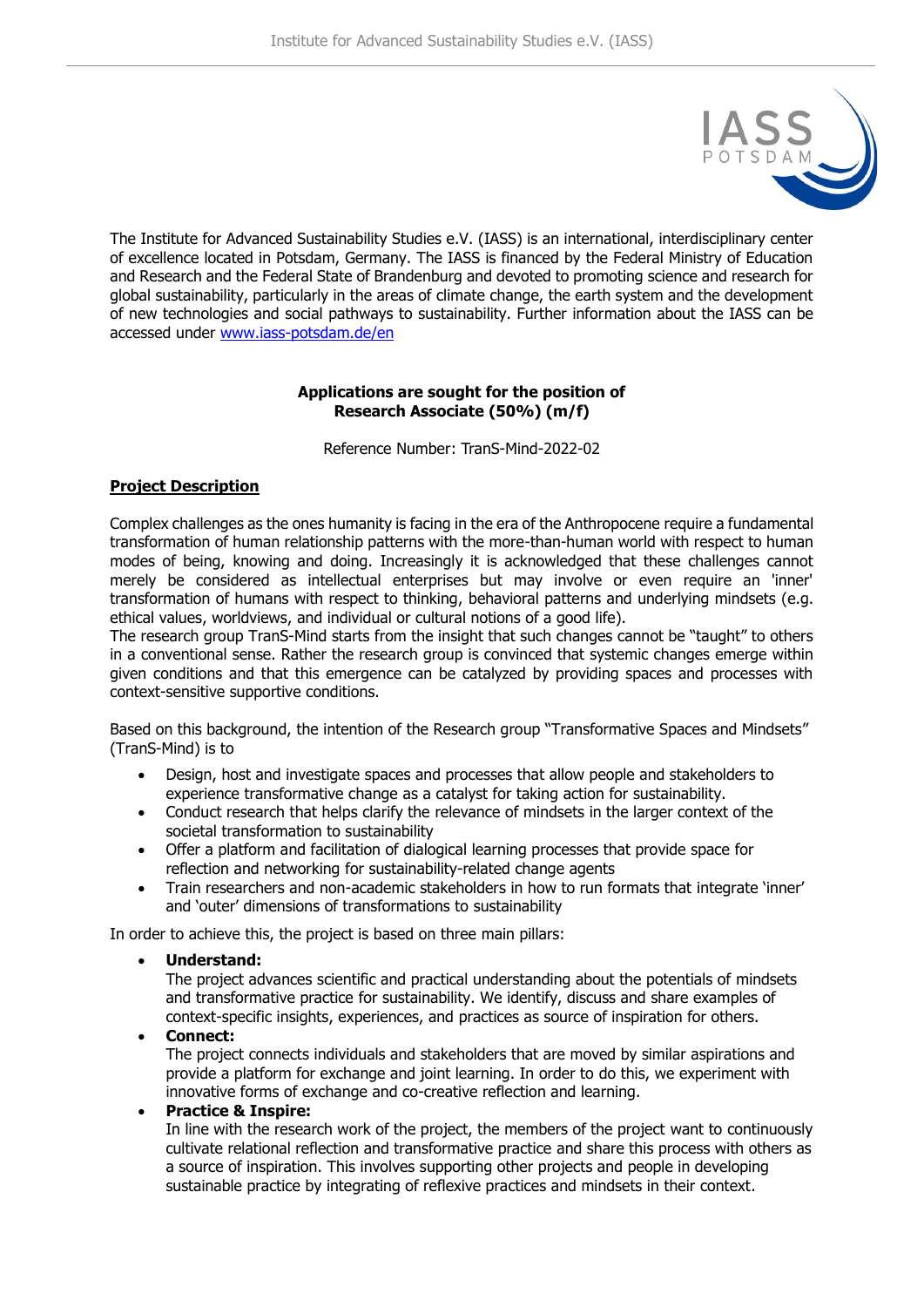The Institute for Advanced Sustainability Studies e.V. (IASS) is an international, interdisciplinary center of excellence located in Potsdam, Germany. The IASS is financed by the Federal Ministry of Education and Research and the Federal State of Brandenburg and devoted to promoting science and research for global sustainability, particularly in the areas of climate change, the earth system and the development of new technologies and social pathways to sustainability. Further information about the IASS can be accessed under [www.iass-potsdam.de/en](www.iass-potsdam.de/en)

**Applications are sought for the position of**
**Research Associate (50%) (m/f)**

Reference Number: TranS-Mind-2022-02

## Project Description

Complex challenges as the ones humanity is facing in the era of the Anthropocene require a fundamental transformation of human relationship patterns with the more-than-human world with respect to human modes of being, knowing and doing. Increasingly it is acknowledged that these challenges cannot merely be considered as intellectual enterprises but may involve or even require an 'inner' transformation of humans with respect to thinking, behavioral patterns and underlying mindsets (e.g. ethical values, worldviews, and individual or cultural notions of a good life).
The research group TranS-Mind starts from the insight that such changes cannot be "taught" to others in a conventional sense. Rather the research group is convinced that systemic changes emerge within given conditions and that this emergence can be catalyzed by providing spaces and processes with context-sensitive supportive conditions.

Based on this background, the intention of the Research group "Transformative Spaces and Mindsets" (TranS-Mind) is to

- Design, host and investigate spaces and processes that allow people and stakeholders to experience transformative change as a catalyst for taking action for sustainability.
- Conduct research that helps clarify the relevance of mindsets in the larger context of the societal transformation to sustainability
- Offer a platform and facilitation of dialogical learning processes that provide space for reflection and networking for sustainability-related change agents
- Train researchers and non-academic stakeholders in how to run formats that integrate 'inner' and 'outer' dimensions of transformations to sustainability

In order to achieve this, the project is based on three main pillars:

- **Understand:**
  The project advances scientific and practical understanding about the potentials of mindsets and transformative practice for sustainability. We identify, discuss and share examples of context-specific insights, experiences, and practices as source of inspiration for others.
- **Connect:**
  The project connects individuals and stakeholders that are moved by similar aspirations and provide a platform for exchange and joint learning. In order to do this, we experiment with innovative forms of exchange and co-creative reflection and learning.
- **Practice & Inspire:**
  In line with the research work of the project, the members of the project want to continuously cultivate relational reflection and transformative practice and share this process with others as a source of inspiration. This involves supporting other projects and people in developing sustainable practice by integrating of reflexive practices and mindsets in their context.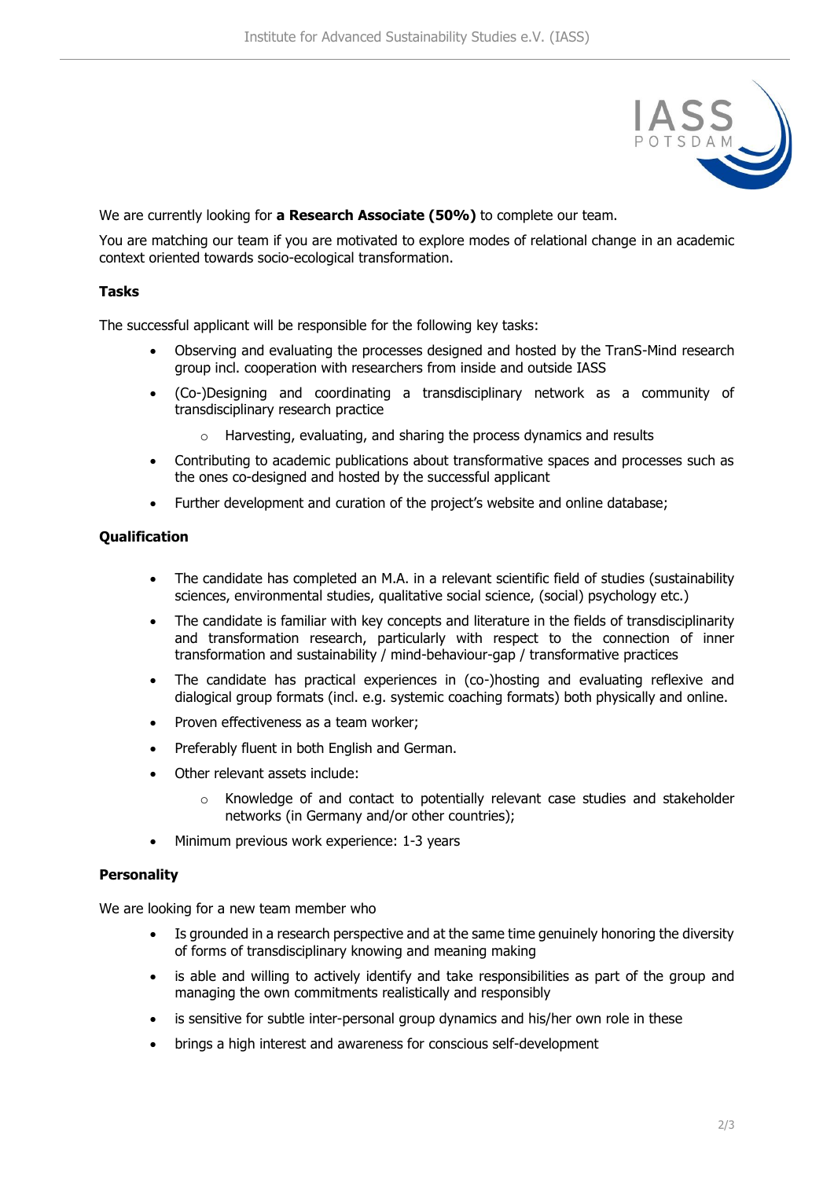We are currently looking for **a Research Associate (50%)** to complete our team.

You are matching our team if you are motivated to explore modes of relational change in an academic context oriented towards socio-ecological transformation.

**Tasks**

The successful applicant will be responsible for the following key tasks:

- Observing and evaluating the processes designed and hosted by the TranS-Mind research group incl. cooperation with researchers from inside and outside IASS
- (Co-)Designing and coordinating a transdisciplinary network as a community of transdisciplinary research practice
    - Harvesting, evaluating, and sharing the process dynamics and results
- Contributing to academic publications about transformative spaces and processes such as the ones co-designed and hosted by the successful applicant
- Further development and curation of the project's website and online database;

**Qualification**

- The candidate has completed an M.A. in a relevant scientific field of studies (sustainability sciences, environmental studies, qualitative social science, (social) psychology etc.)
- The candidate is familiar with key concepts and literature in the fields of transdisciplinarity and transformation research, particularly with respect to the connection of inner transformation and sustainability / mind-behaviour-gap / transformative practices
- The candidate has practical experiences in (co-)hosting and evaluating reflexive and dialogical group formats (incl. e.g. systemic coaching formats) both physically and online.
- Proven effectiveness as a team worker;
- Preferably fluent in both English and German.
- Other relevant assets include:
    - Knowledge of and contact to potentially relevant case studies and stakeholder networks (in Germany and/or other countries);
- Minimum previous work experience: 1-3 years

**Personality**

We are looking for a new team member who

- Is grounded in a research perspective and at the same time genuinely honoring the diversity of forms of transdisciplinary knowing and meaning making
- is able and willing to actively identify and take responsibilities as part of the group and managing the own commitments realistically and responsibly
- is sensitive for subtle inter-personal group dynamics and his/her own role in these
- brings a high interest and awareness for conscious self-development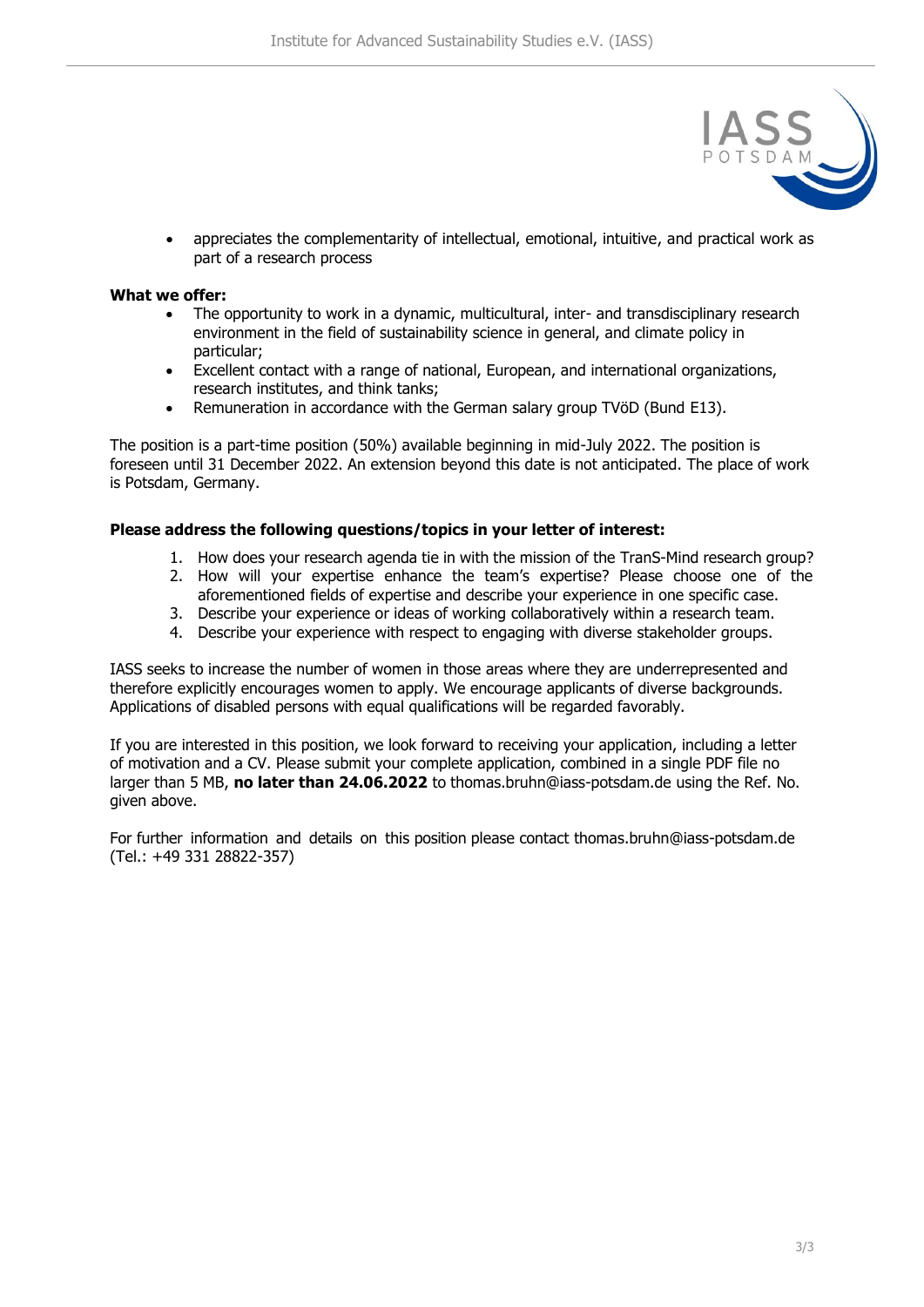- appreciates the complementarity of intellectual, emotional, intuitive, and practical work as part of a research process

**What we offer:**

- The opportunity to work in a dynamic, multicultural, inter- and transdisciplinary research environment in the field of sustainability science in general, and climate policy in particular;
- Excellent contact with a range of national, European, and international organizations, research institutes, and think tanks;
- Remuneration in accordance with the German salary group TVöD (Bund E13).

The position is a part-time position (50%) available beginning in mid-July 2022. The position is foreseen until 31 December 2022. An extension beyond this date is not anticipated. The place of work is Potsdam, Germany.

**Please address the following questions/topics in your letter of interest:**

1. How does your research agenda tie in with the mission of the TranS-Mind research group?
2. How will your expertise enhance the team's expertise? Please choose one of the aforementioned fields of expertise and describe your experience in one specific case.
3. Describe your experience or ideas of working collaboratively within a research team.
4. Describe your experience with respect to engaging with diverse stakeholder groups.

IASS seeks to increase the number of women in those areas where they are underrepresented and therefore explicitly encourages women to apply. We encourage applicants of diverse backgrounds. Applications of disabled persons with equal qualifications will be regarded favorably.

If you are interested in this position, we look forward to receiving your application, including a letter of motivation and a CV. Please submit your complete application, combined in a single PDF file no larger than 5 MB, **no later than 24.06.2022** to thomas.bruhn@iass-potsdam.de using the Ref. No. given above.

For further information and details on this position please contact thomas.bruhn@iass-potsdam.de (Tel.: +49 331 28822-357)